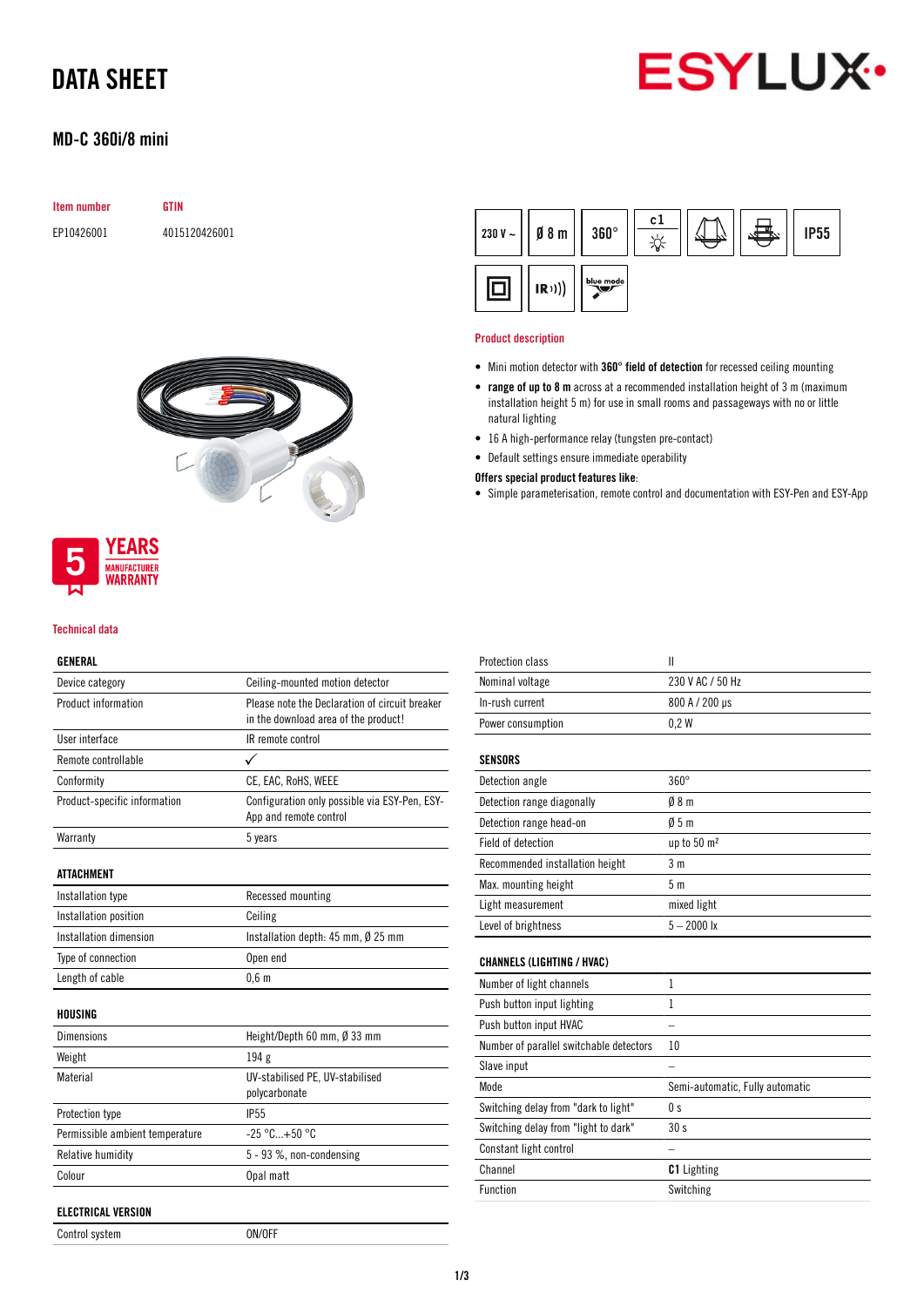# DATA SHEET

## MD-C 360i/8 mini

| Item number | GTIN |
|---|---|
| EP10426001 | 4015120426001 |

230 V ~ | Ø 8 m | 360° | c1 | IP55 | IR | blue mode

5 YEARS MANUFACTURER WARRANTY

### Product description

- Mini motion detector with **360° field of detection** for recessed ceiling mounting
- **range of up to 8 m** across at a recommended installation height of 3 m (maximum installation height 5 m) for use in small rooms and passageways with no or little natural lighting
- 16 A high-performance relay (tungsten pre-contact)
- Default settings ensure immediate operability

**Offers special product features like:**

- Simple parameterisation, remote control and documentation with ESY-Pen and ESY-App

### Technical data

| GENERAL | |
|---|---|
| Device category | Ceiling-mounted motion detector |
| Product information | Please note the Declaration of circuit breaker in the download area of the product! |
| User interface | IR remote control |
| Remote controllable | ✓ |
| Conformity | CE, EAC, RoHS, WEEE |
| Product-specific information | Configuration only possible via ESY-Pen, ESY-App and remote control |
| Warranty | 5 years |

| ATTACHMENT | |
|---|---|
| Installation type | Recessed mounting |
| Installation position | Ceiling |
| Installation dimension | Installation depth: 45 mm, Ø 25 mm |
| Type of connection | Open end |
| Length of cable | 0,6 m |

| HOUSING | |
|---|---|
| Dimensions | Height/Depth 60 mm, Ø 33 mm |
| Weight | 194 g |
| Material | UV-stabilised PE, UV-stabilised polycarbonate |
| Protection type | IP55 |
| Permissible ambient temperature | -25 °C...+50 °C |
| Relative humidity | 5 - 93 %, non-condensing |
| Colour | Opal matt |

| ELECTRICAL VERSION | |
|---|---|
| Control system | ON/OFF |
| Protection class | II |
| Nominal voltage | 230 V AC / 50 Hz |
| In-rush current | 800 A / 200 µs |
| Power consumption | 0,2 W |

| SENSORS | |
|---|---|
| Detection angle | 360° |
| Detection range diagonally | Ø 8 m |
| Detection range head-on | Ø 5 m |
| Field of detection | up to 50 m² |
| Recommended installation height | 3 m |
| Max. mounting height | 5 m |
| Light measurement | mixed light |
| Level of brightness | 5 – 2000 lx |

| CHANNELS (LIGHTING / HVAC) | |
|---|---|
| Number of light channels | 1 |
| Push button input lighting | 1 |
| Push button input HVAC | – |
| Number of parallel switchable detectors | 10 |
| Slave input | – |
| Mode | Semi-automatic, Fully automatic |
| Switching delay from "dark to light" | 0 s |
| Switching delay from "light to dark" | 30 s |
| Constant light control | – |
| Channel | **C1** Lighting |
| Function | Switching |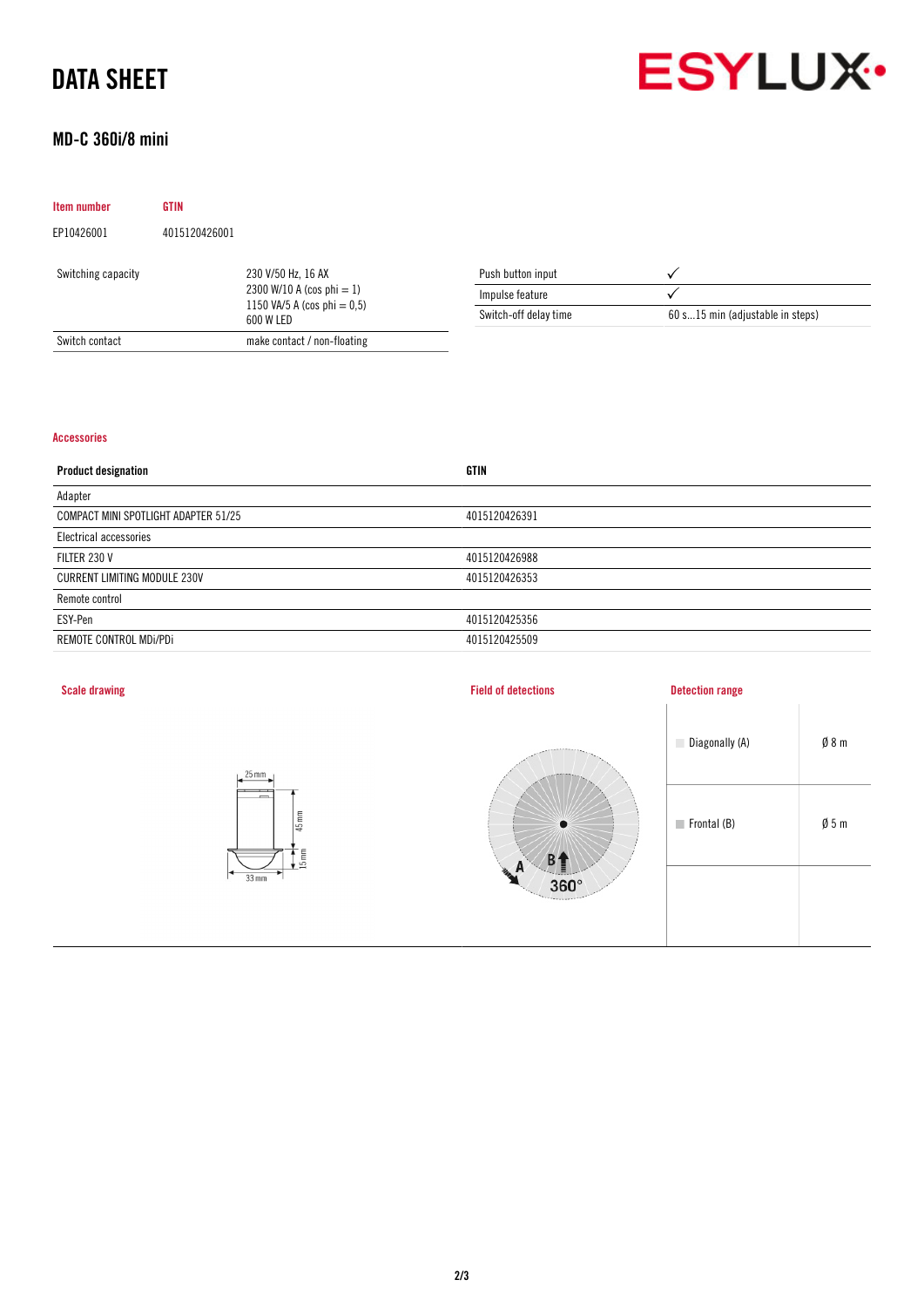# DATA SHEET

## MD-C 360i/8 mini

| Item number | GTIN |
|---|---|
| EP10426001 | 4015120426001 |

| | |
|---|---|
| Switching capacity | 230 V/50 Hz, 16 AX<br>2300 W/10 A (cos phi = 1)<br>1150 VA/5 A (cos phi = 0,5)<br>600 W LED |
| Switch contact | make contact / non-floating |

| | |
|---|---|
| Push button input | ✓ |
| Impulse feature | ✓ |
| Switch-off delay time | 60 s...15 min (adjustable in steps) |

### Accessories

| Product designation | GTIN |
|---|---|
| Adapter | |
| COMPACT MINI SPOTLIGHT ADAPTER 51/25 | 4015120426391 |
| Electrical accessories | |
| FILTER 230 V | 4015120426988 |
| CURRENT LIMITING MODULE 230V | 4015120426353 |
| Remote control | |
| ESY-Pen | 4015120425356 |
| REMOTE CONTROL MDi/PDi | 4015120425509 |

### Scale drawing

25 mm, 45 mm, 15 mm, 33 mm

### Field of detections

A, B, 360°

### Detection range

| | |
|---|---|
| Diagonally (A) | Ø 8 m |
| Frontal (B) | Ø 5 m |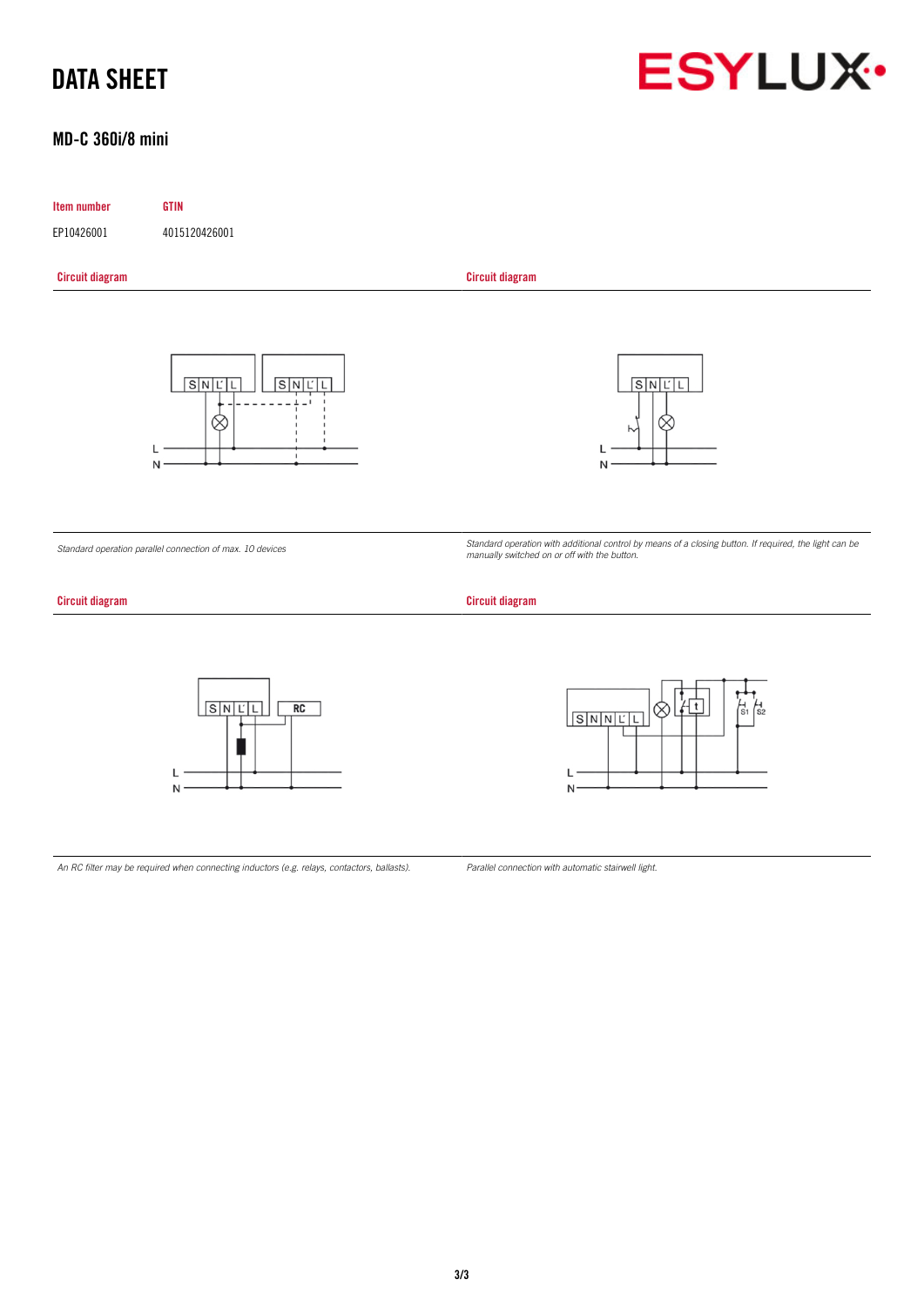# DATA SHEET

## MD-C 360i/8 mini

| Item number | GTIN |
|---|---|
| EP10426001 | 4015120426001 |

### Circuit diagram

S N L' L

S N L' L

L

N

*Standard operation parallel connection of max. 10 devices*

### Circuit diagram

S N L' L

L

N

*Standard operation with additional control by means of a closing button. If required, the light can be manually switched on or off with the button.*

### Circuit diagram

S N L' L

RC

L

N

*An RC filter may be required when connecting inductors (e.g. relays, contactors, ballasts).*

### Circuit diagram

S N N L' L

t

S1 S2

L

N

*Parallel connection with automatic stairwell light.*